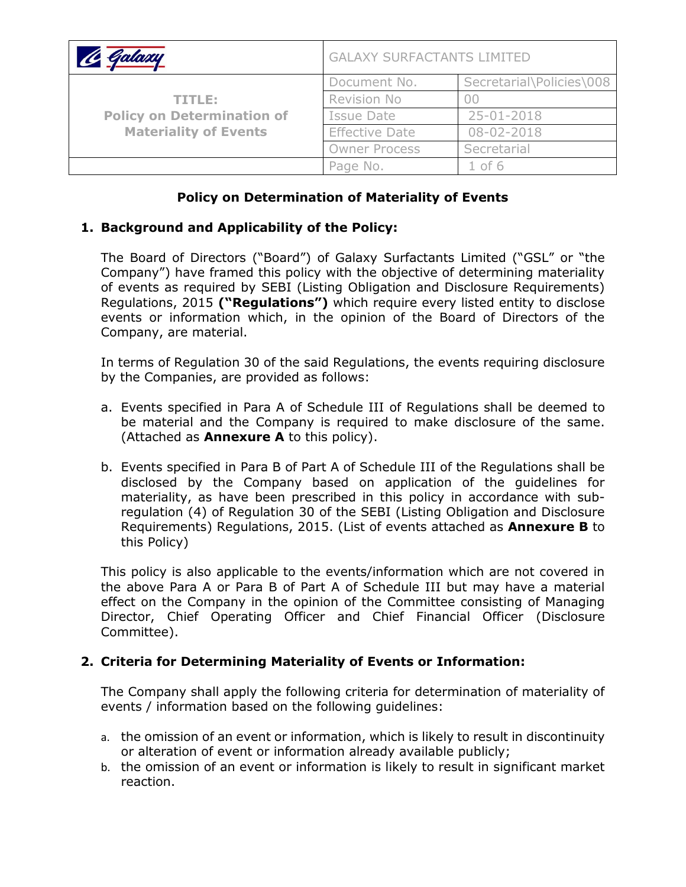| Galaxy | GALAXY SURFACTANTS LIMITED | |
|---|---|---|
| **TITLE: Policy on Determination of Materiality of Events** | Document No. | Secretarial\Policies\008 |
| | Revision No | 00 |
| | Issue Date | 25-01-2018 |
| | Effective Date | 08-02-2018 |
| | Owner Process | Secretarial |

# Policy on Determination of Materiality of Events

## 1. Background and Applicability of the Policy:

The Board of Directors ("Board") of Galaxy Surfactants Limited ("GSL" or "the Company") have framed this policy with the objective of determining materiality of events as required by SEBI (Listing Obligation and Disclosure Requirements) Regulations, 2015 **("Regulations")** which require every listed entity to disclose events or information which, in the opinion of the Board of Directors of the Company, are material.

In terms of Regulation 30 of the said Regulations, the events requiring disclosure by the Companies, are provided as follows:

a. Events specified in Para A of Schedule III of Regulations shall be deemed to be material and the Company is required to make disclosure of the same. (Attached as **Annexure A** to this policy).

b. Events specified in Para B of Part A of Schedule III of the Regulations shall be disclosed by the Company based on application of the guidelines for materiality, as have been prescribed in this policy in accordance with sub-regulation (4) of Regulation 30 of the SEBI (Listing Obligation and Disclosure Requirements) Regulations, 2015. (List of events attached as **Annexure B** to this Policy)

This policy is also applicable to the events/information which are not covered in the above Para A or Para B of Part A of Schedule III but may have a material effect on the Company in the opinion of the Committee consisting of Managing Director, Chief Operating Officer and Chief Financial Officer (Disclosure Committee).

## 2. Criteria for Determining Materiality of Events or Information:

The Company shall apply the following criteria for determination of materiality of events / information based on the following guidelines:

a. the omission of an event or information, which is likely to result in discontinuity or alteration of event or information already available publicly;
b. the omission of an event or information is likely to result in significant market reaction.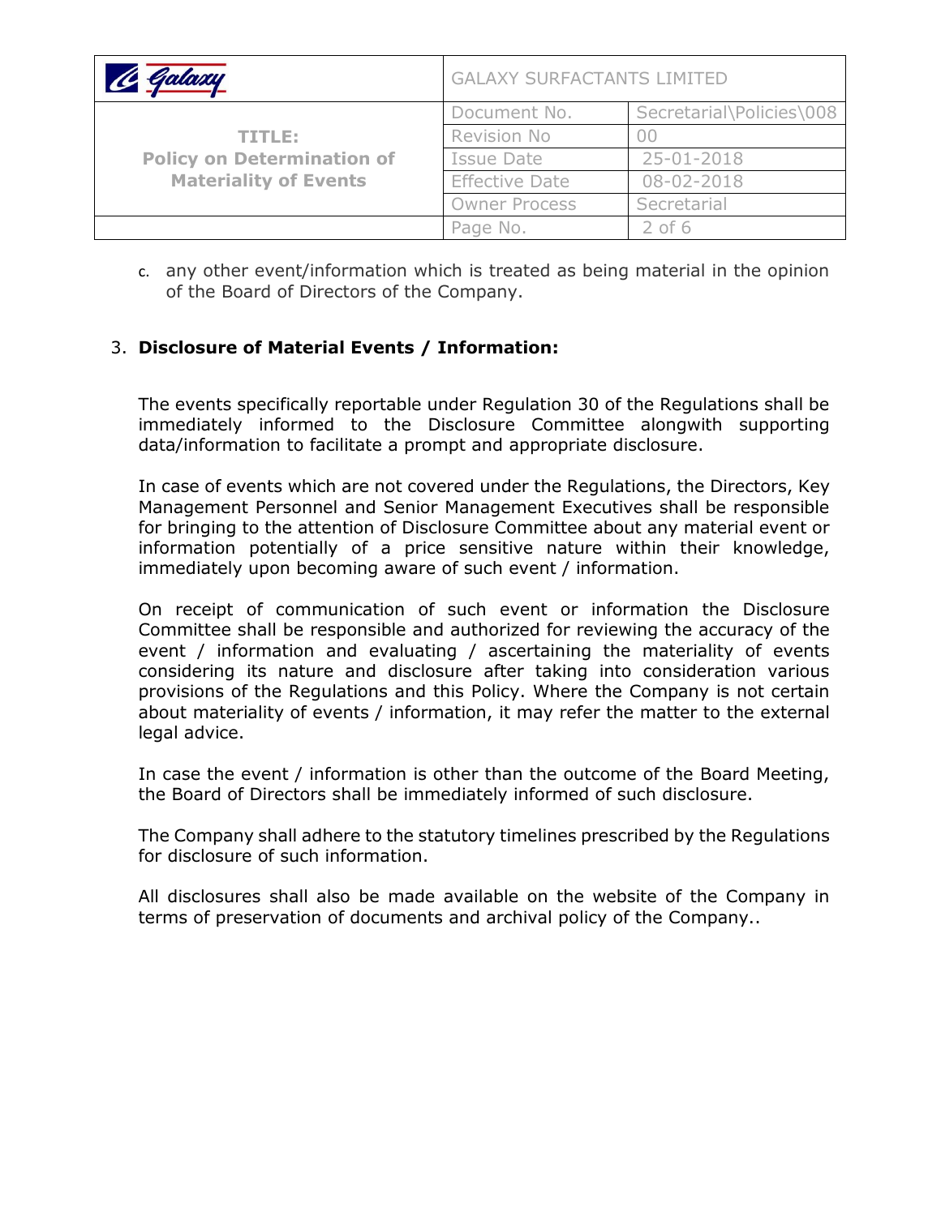c. any other event/information which is treated as being material in the opinion of the Board of Directors of the Company.

3. **Disclosure of Material Events / Information:**

The events specifically reportable under Regulation 30 of the Regulations shall be immediately informed to the Disclosure Committee alongwith supporting data/information to facilitate a prompt and appropriate disclosure.

In case of events which are not covered under the Regulations, the Directors, Key Management Personnel and Senior Management Executives shall be responsible for bringing to the attention of Disclosure Committee about any material event or information potentially of a price sensitive nature within their knowledge, immediately upon becoming aware of such event / information.

On receipt of communication of such event or information the Disclosure Committee shall be responsible and authorized for reviewing the accuracy of the event / information and evaluating / ascertaining the materiality of events considering its nature and disclosure after taking into consideration various provisions of the Regulations and this Policy. Where the Company is not certain about materiality of events / information, it may refer the matter to the external legal advice.

In case the event / information is other than the outcome of the Board Meeting, the Board of Directors shall be immediately informed of such disclosure.

The Company shall adhere to the statutory timelines prescribed by the Regulations for disclosure of such information.

All disclosures shall also be made available on the website of the Company in terms of preservation of documents and archival policy of the Company..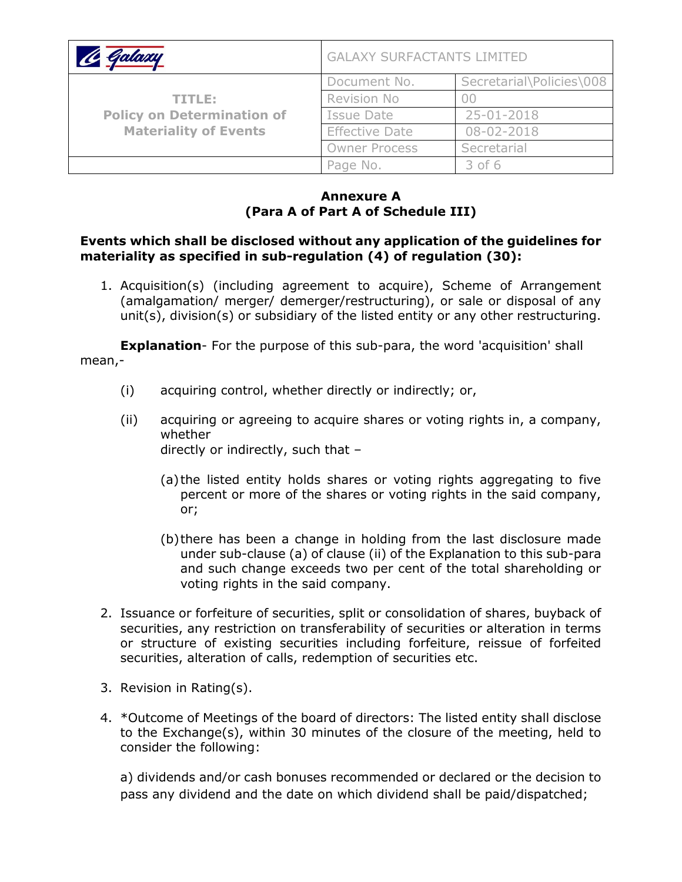## Annexure A
## (Para A of Part A of Schedule III)

**Events which shall be disclosed without any application of the guidelines for materiality as specified in sub-regulation (4) of regulation (30):**

1. Acquisition(s) (including agreement to acquire), Scheme of Arrangement (amalgamation/ merger/ demerger/restructuring), or sale or disposal of any unit(s), division(s) or subsidiary of the listed entity or any other restructuring.

**Explanation**- For the purpose of this sub-para, the word 'acquisition' shall mean,-

(i) acquiring control, whether directly or indirectly; or,

(ii) acquiring or agreeing to acquire shares or voting rights in, a company, whether directly or indirectly, such that –

(a) the listed entity holds shares or voting rights aggregating to five percent or more of the shares or voting rights in the said company, or;

(b) there has been a change in holding from the last disclosure made under sub-clause (a) of clause (ii) of the Explanation to this sub-para and such change exceeds two per cent of the total shareholding or voting rights in the said company.

2. Issuance or forfeiture of securities, split or consolidation of shares, buyback of securities, any restriction on transferability of securities or alteration in terms or structure of existing securities including forfeiture, reissue of forfeited securities, alteration of calls, redemption of securities etc.

3. Revision in Rating(s).

4. *Outcome of Meetings of the board of directors: The listed entity shall disclose to the Exchange(s), within 30 minutes of the closure of the meeting, held to consider the following:

   a) dividends and/or cash bonuses recommended or declared or the decision to pass any dividend and the date on which dividend shall be paid/dispatched;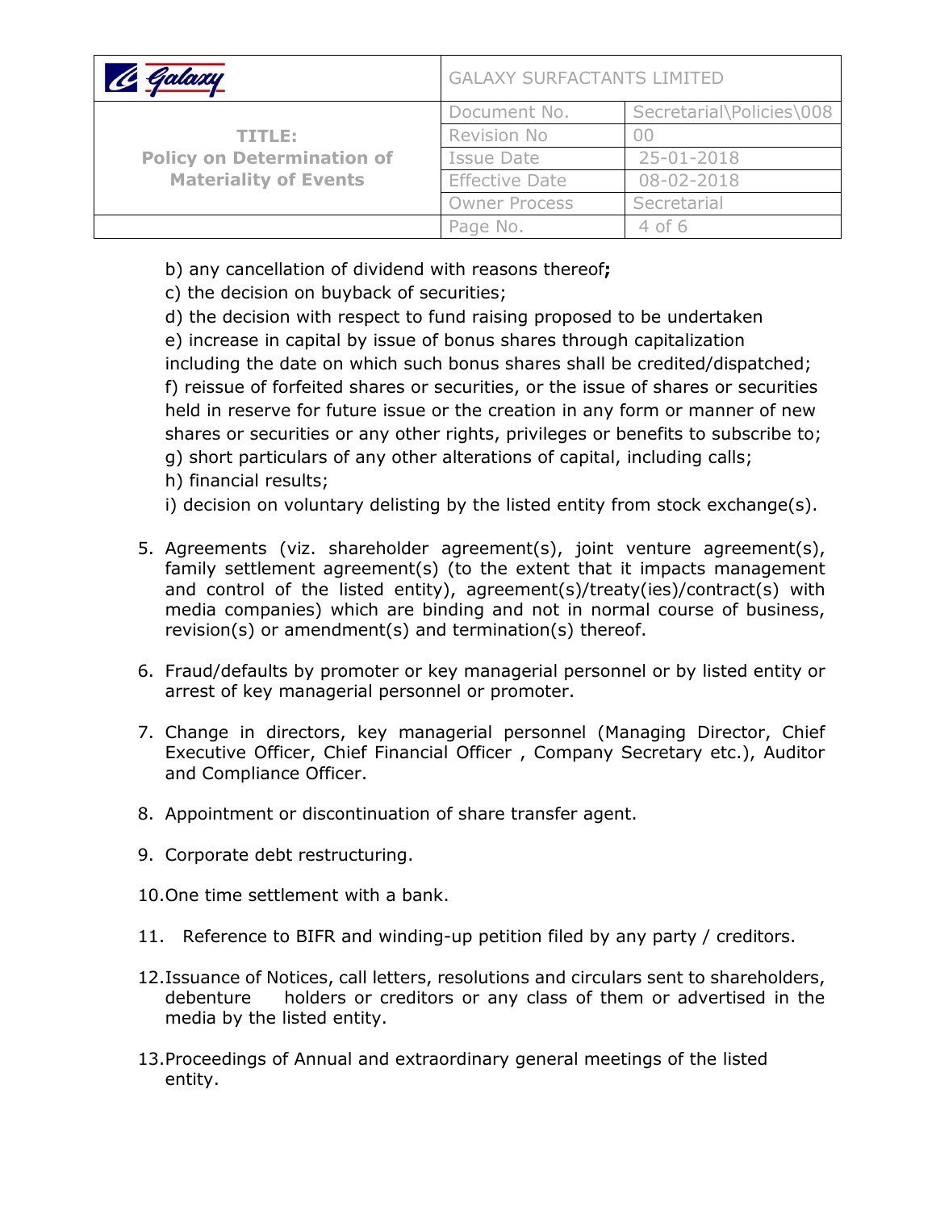b) any cancellation of dividend with reasons thereof**;**
c) the decision on buyback of securities;
d) the decision with respect to fund raising proposed to be undertaken
e) increase in capital by issue of bonus shares through capitalization including the date on which such bonus shares shall be credited/dispatched;
f) reissue of forfeited shares or securities, or the issue of shares or securities held in reserve for future issue or the creation in any form or manner of new shares or securities or any other rights, privileges or benefits to subscribe to;
g) short particulars of any other alterations of capital, including calls;
h) financial results;
i) decision on voluntary delisting by the listed entity from stock exchange(s).

5. Agreements (viz. shareholder agreement(s), joint venture agreement(s), family settlement agreement(s) (to the extent that it impacts management and control of the listed entity), agreement(s)/treaty(ies)/contract(s) with media companies) which are binding and not in normal course of business, revision(s) or amendment(s) and termination(s) thereof.

6. Fraud/defaults by promoter or key managerial personnel or by listed entity or arrest of key managerial personnel or promoter.

7. Change in directors, key managerial personnel (Managing Director, Chief Executive Officer, Chief Financial Officer , Company Secretary etc.), Auditor and Compliance Officer.

8. Appointment or discontinuation of share transfer agent.

9. Corporate debt restructuring.

10. One time settlement with a bank.

11. Reference to BIFR and winding-up petition filed by any party / creditors.

12. Issuance of Notices, call letters, resolutions and circulars sent to shareholders, debenture holders or creditors or any class of them or advertised in the media by the listed entity.

13. Proceedings of Annual and extraordinary general meetings of the listed entity.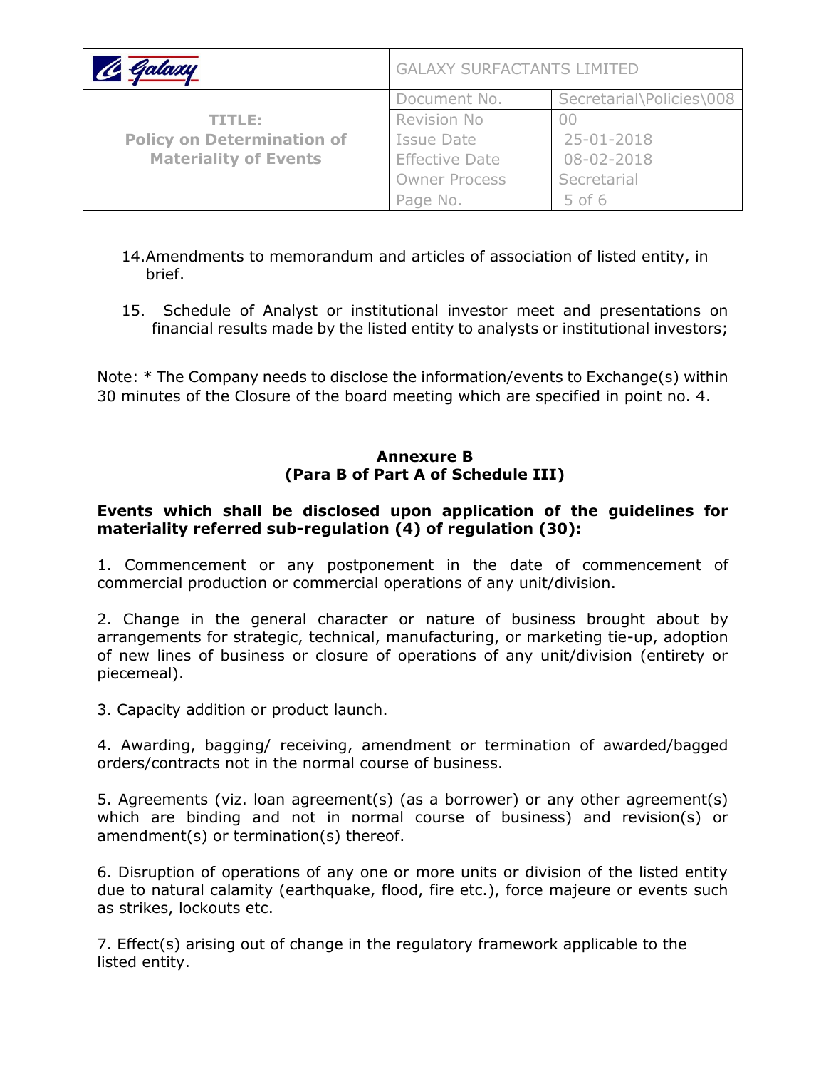14. Amendments to memorandum and articles of association of listed entity, in brief.

15. Schedule of Analyst or institutional investor meet and presentations on financial results made by the listed entity to analysts or institutional investors;

Note: * The Company needs to disclose the information/events to Exchange(s) within 30 minutes of the Closure of the board meeting which are specified in point no. 4.

**Annexure B**
**(Para B of Part A of Schedule III)**

**Events which shall be disclosed upon application of the guidelines for materiality referred sub-regulation (4) of regulation (30):**

1. Commencement or any postponement in the date of commencement of commercial production or commercial operations of any unit/division.

2. Change in the general character or nature of business brought about by arrangements for strategic, technical, manufacturing, or marketing tie-up, adoption of new lines of business or closure of operations of any unit/division (entirety or piecemeal).

3. Capacity addition or product launch.

4. Awarding, bagging/ receiving, amendment or termination of awarded/bagged orders/contracts not in the normal course of business.

5. Agreements (viz. loan agreement(s) (as a borrower) or any other agreement(s) which are binding and not in normal course of business) and revision(s) or amendment(s) or termination(s) thereof.

6. Disruption of operations of any one or more units or division of the listed entity due to natural calamity (earthquake, flood, fire etc.), force majeure or events such as strikes, lockouts etc.

7. Effect(s) arising out of change in the regulatory framework applicable to the listed entity.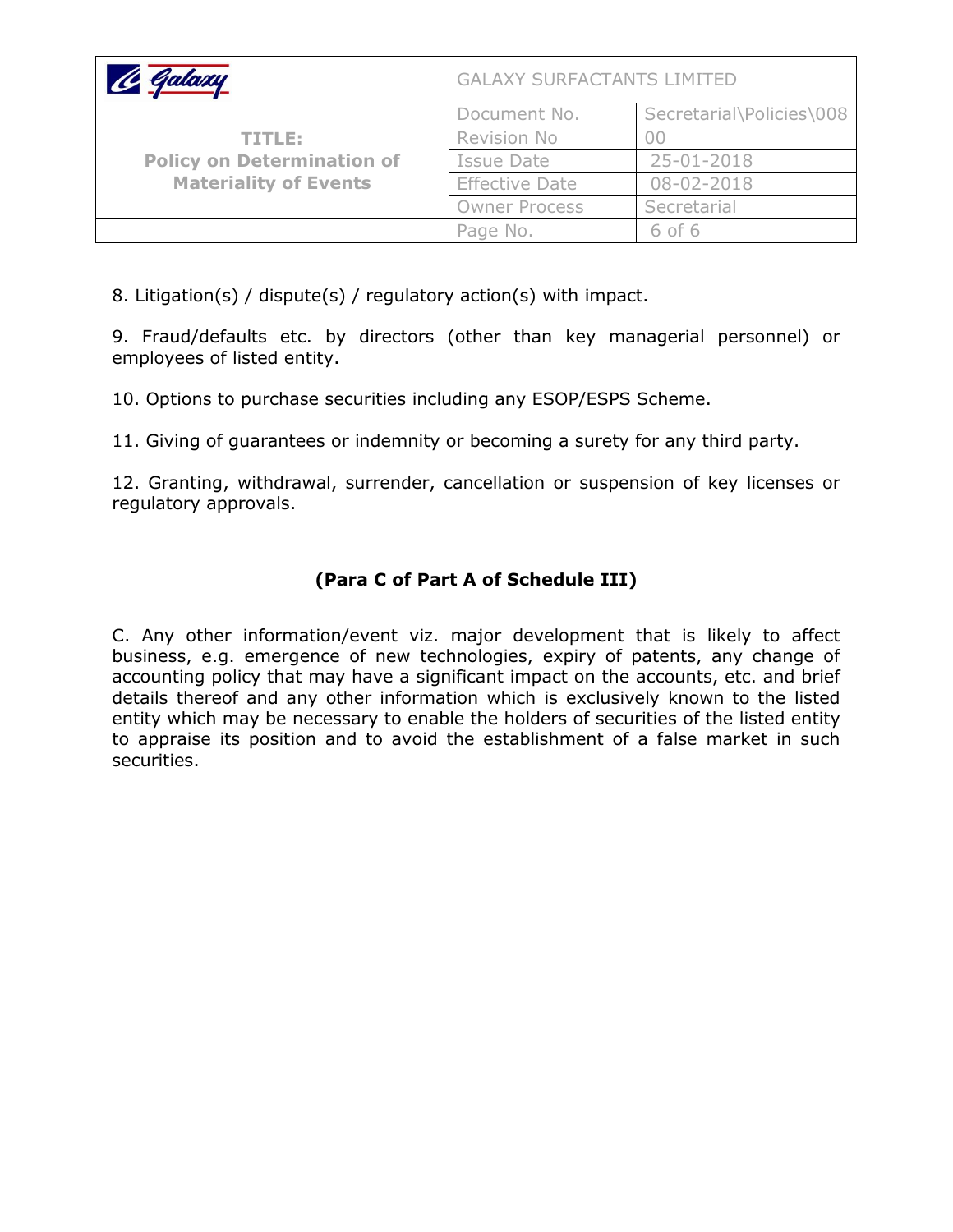8. Litigation(s) / dispute(s) / regulatory action(s) with impact.

9. Fraud/defaults etc. by directors (other than key managerial personnel) or employees of listed entity.

10. Options to purchase securities including any ESOP/ESPS Scheme.

11. Giving of guarantees or indemnity or becoming a surety for any third party.

12. Granting, withdrawal, surrender, cancellation or suspension of key licenses or regulatory approvals.

**(Para C of Part A of Schedule III)**

C. Any other information/event viz. major development that is likely to affect business, e.g. emergence of new technologies, expiry of patents, any change of accounting policy that may have a significant impact on the accounts, etc. and brief details thereof and any other information which is exclusively known to the listed entity which may be necessary to enable the holders of securities of the listed entity to appraise its position and to avoid the establishment of a false market in such securities.